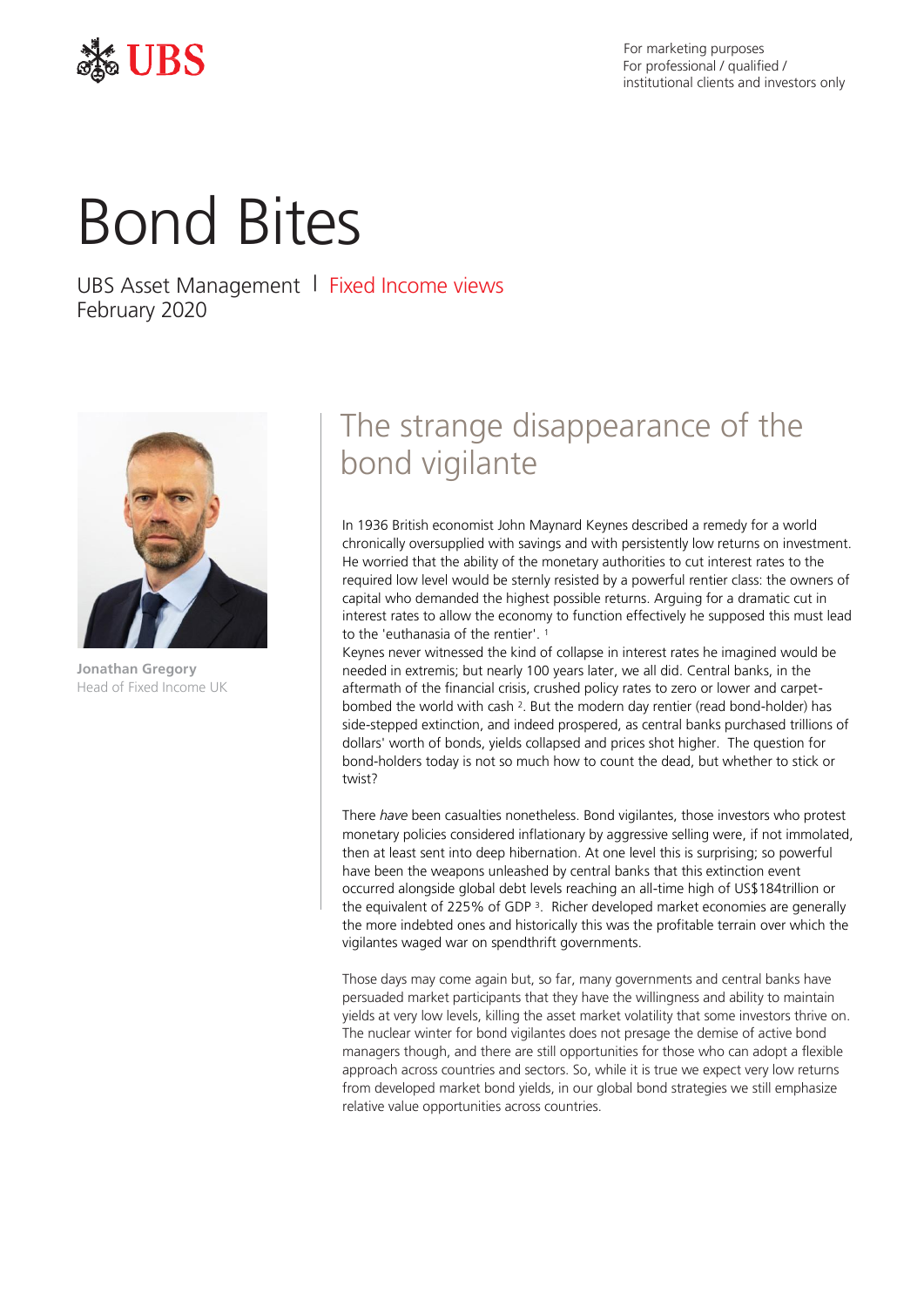For marketing purposes
For professional / qualified / institutional clients and investors only

# Bond Bites

UBS Asset Management | Fixed Income views
February 2020

**Jonathan Gregory**
Head of Fixed Income UK

## The strange disappearance of the bond vigilante

In 1936 British economist John Maynard Keynes described a remedy for a world chronically oversupplied with savings and with persistently low returns on investment. He worried that the ability of the monetary authorities to cut interest rates to the required low level would be sternly resisted by a powerful rentier class: the owners of capital who demanded the highest possible returns. Arguing for a dramatic cut in interest rates to allow the economy to function effectively he supposed this must lead to the 'euthanasia of the rentier'. [1]

Keynes never witnessed the kind of collapse in interest rates he imagined would be needed in extremis; but nearly 100 years later, we all did. Central banks, in the aftermath of the financial crisis, crushed policy rates to zero or lower and carpet-bombed the world with cash [2]. But the modern day rentier (read bond-holder) has side-stepped extinction, and indeed prospered, as central banks purchased trillions of dollars' worth of bonds, yields collapsed and prices shot higher. The question for bond-holders today is not so much how to count the dead, but whether to stick or twist?

There *have* been casualties nonetheless. Bond vigilantes, those investors who protest monetary policies considered inflationary by aggressive selling were, if not immolated, then at least sent into deep hibernation. At one level this is surprising; so powerful have been the weapons unleashed by central banks that this extinction event occurred alongside global debt levels reaching an all-time high of US$184trillion or the equivalent of 225% of GDP [3]. Richer developed market economies are generally the more indebted ones and historically this was the profitable terrain over which the vigilantes waged war on spendthrift governments.

Those days may come again but, so far, many governments and central banks have persuaded market participants that they have the willingness and ability to maintain yields at very low levels, killing the asset market volatility that some investors thrive on. The nuclear winter for bond vigilantes does not presage the demise of active bond managers though, and there are still opportunities for those who can adopt a flexible approach across countries and sectors. So, while it is true we expect very low returns from developed market bond yields, in our global bond strategies we still emphasize relative value opportunities across countries.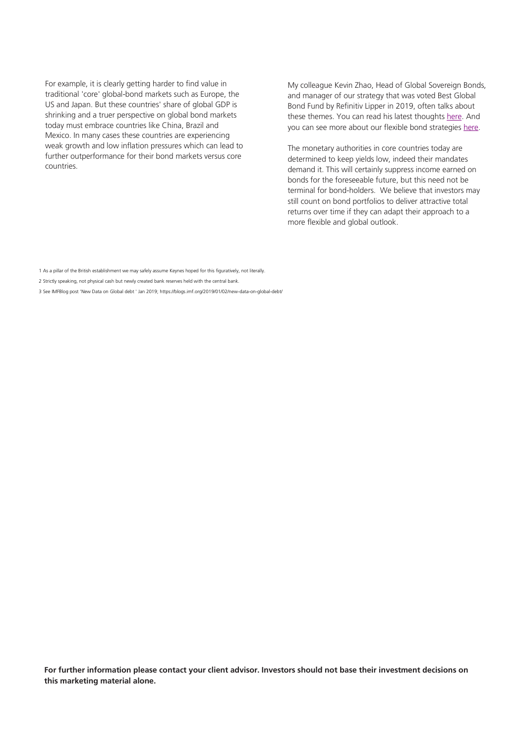For example, it is clearly getting harder to find value in traditional 'core' global-bond markets such as Europe, the US and Japan. But these countries' share of global GDP is shrinking and a truer perspective on global bond markets today must embrace countries like China, Brazil and Mexico. In many cases these countries are experiencing weak growth and low inflation pressures which can lead to further outperformance for their bond markets versus core countries.

My colleague Kevin Zhao, Head of Global Sovereign Bonds, and manager of our strategy that was voted Best Global Bond Fund by Refinitiv Lipper in 2019, often talks about these themes. You can read his latest thoughts here. And you can see more about our flexible bond strategies here.

The monetary authorities in core countries today are determined to keep yields low, indeed their mandates demand it. This will certainly suppress income earned on bonds for the foreseeable future, but this need not be terminal for bond-holders. We believe that investors may still count on bond portfolios to deliver attractive total returns over time if they can adapt their approach to a more flexible and global outlook.

1 As a pillar of the British establishment we may safely assume Keynes hoped for this figuratively, not literally.

2 Strictly speaking, not physical cash but newly created bank reserves held with the central bank.

3 See IMFBlog post 'New Data on Global debt ' Jan 2019; https://blogs.imf.org/2019/01/02/new-data-on-global-debt/

**For further information please contact your client advisor. Investors should not base their investment decisions on this marketing material alone.**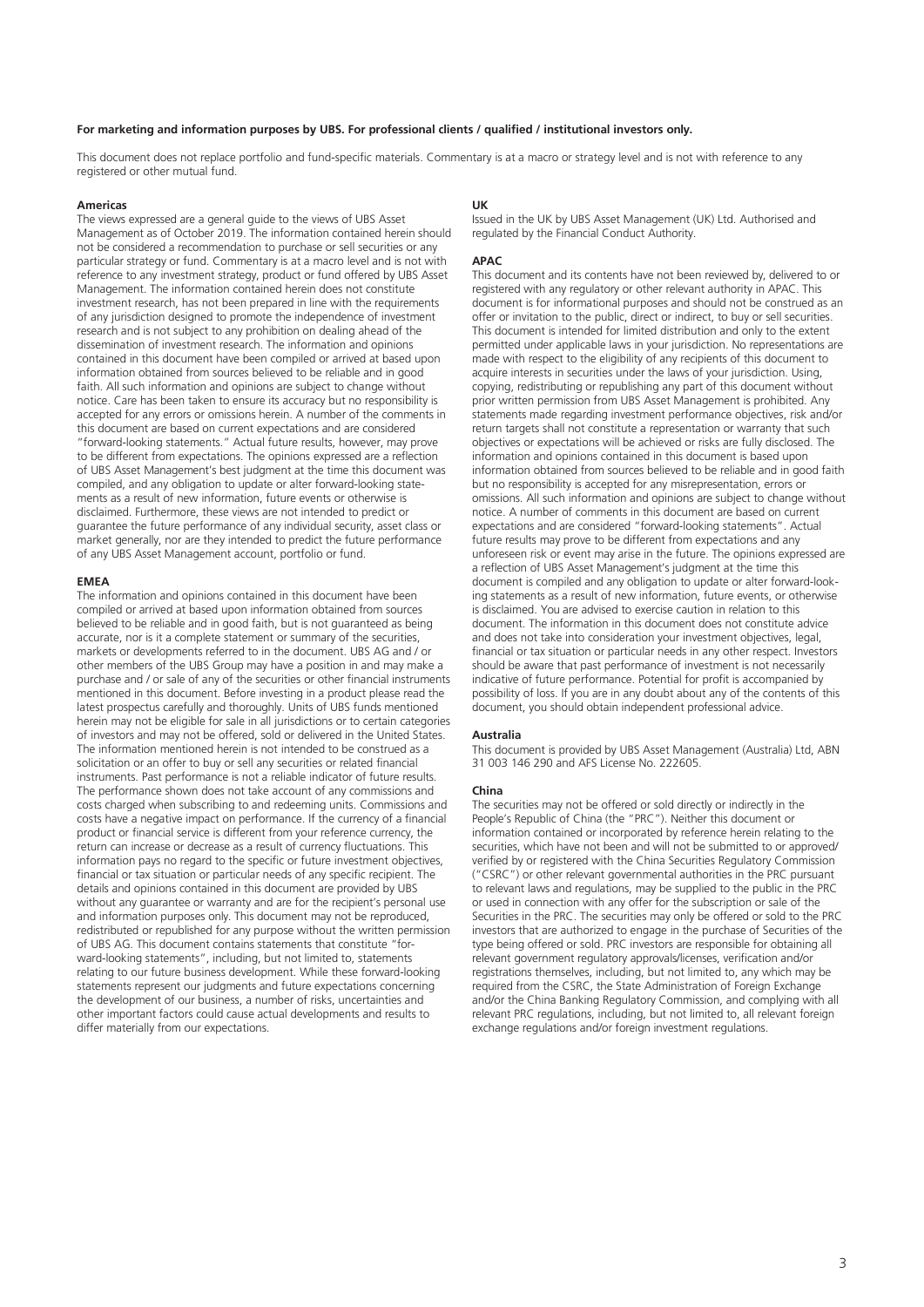**For marketing and information purposes by UBS. For professional clients / qualified / institutional investors only.**

This document does not replace portfolio and fund-specific materials. Commentary is at a macro or strategy level and is not with reference to any registered or other mutual fund.

**Americas**

The views expressed are a general guide to the views of UBS Asset Management as of October 2019. The information contained herein should not be considered a recommendation to purchase or sell securities or any particular strategy or fund. Commentary is at a macro level and is not with reference to any investment strategy, product or fund offered by UBS Asset Management. The information contained herein does not constitute investment research, has not been prepared in line with the requirements of any jurisdiction designed to promote the independence of investment research and is not subject to any prohibition on dealing ahead of the dissemination of investment research. The information and opinions contained in this document have been compiled or arrived at based upon information obtained from sources believed to be reliable and in good faith. All such information and opinions are subject to change without notice. Care has been taken to ensure its accuracy but no responsibility is accepted for any errors or omissions herein. A number of the comments in this document are based on current expectations and are considered "forward-looking statements." Actual future results, however, may prove to be different from expectations. The opinions expressed are a reflection of UBS Asset Management's best judgment at the time this document was compiled, and any obligation to update or alter forward-looking statements as a result of new information, future events or otherwise is disclaimed. Furthermore, these views are not intended to predict or guarantee the future performance of any individual security, asset class or market generally, nor are they intended to predict the future performance of any UBS Asset Management account, portfolio or fund.

**EMEA**

The information and opinions contained in this document have been compiled or arrived at based upon information obtained from sources believed to be reliable and in good faith, but is not guaranteed as being accurate, nor is it a complete statement or summary of the securities, markets or developments referred to in the document. UBS AG and / or other members of the UBS Group may have a position in and may make a purchase and / or sale of any of the securities or other financial instruments mentioned in this document. Before investing in a product please read the latest prospectus carefully and thoroughly. Units of UBS funds mentioned herein may not be eligible for sale in all jurisdictions or to certain categories of investors and may not be offered, sold or delivered in the United States. The information mentioned herein is not intended to be construed as a solicitation or an offer to buy or sell any securities or related financial instruments. Past performance is not a reliable indicator of future results. The performance shown does not take account of any commissions and costs charged when subscribing to and redeeming units. Commissions and costs have a negative impact on performance. If the currency of a financial product or financial service is different from your reference currency, the return can increase or decrease as a result of currency fluctuations. This information pays no regard to the specific or future investment objectives, financial or tax situation or particular needs of any specific recipient. The details and opinions contained in this document are provided by UBS without any guarantee or warranty and are for the recipient's personal use and information purposes only. This document may not be reproduced, redistributed or republished for any purpose without the written permission of UBS AG. This document contains statements that constitute "forward-looking statements", including, but not limited to, statements relating to our future business development. While these forward-looking statements represent our judgments and future expectations concerning the development of our business, a number of risks, uncertainties and other important factors could cause actual developments and results to differ materially from our expectations.

**UK**

Issued in the UK by UBS Asset Management (UK) Ltd. Authorised and regulated by the Financial Conduct Authority.

**APAC**

This document and its contents have not been reviewed by, delivered to or registered with any regulatory or other relevant authority in APAC. This document is for informational purposes and should not be construed as an offer or invitation to the public, direct or indirect, to buy or sell securities. This document is intended for limited distribution and only to the extent permitted under applicable laws in your jurisdiction. No representations are made with respect to the eligibility of any recipients of this document to acquire interests in securities under the laws of your jurisdiction. Using, copying, redistributing or republishing any part of this document without prior written permission from UBS Asset Management is prohibited. Any statements made regarding investment performance objectives, risk and/or return targets shall not constitute a representation or warranty that such objectives or expectations will be achieved or risks are fully disclosed. The information and opinions contained in this document is based upon information obtained from sources believed to be reliable and in good faith but no responsibility is accepted for any misrepresentation, errors or omissions. All such information and opinions are subject to change without notice. A number of comments in this document are based on current expectations and are considered "forward-looking statements". Actual future results may prove to be different from expectations and any unforeseen risk or event may arise in the future. The opinions expressed are a reflection of UBS Asset Management's judgment at the time this document is compiled and any obligation to update or alter forward-looking statements as a result of new information, future events, or otherwise is disclaimed. You are advised to exercise caution in relation to this document. The information in this document does not constitute advice and does not take into consideration your investment objectives, legal, financial or tax situation or particular needs in any other respect. Investors should be aware that past performance of investment is not necessarily indicative of future performance. Potential for profit is accompanied by possibility of loss. If you are in any doubt about any of the contents of this document, you should obtain independent professional advice.

**Australia**

This document is provided by UBS Asset Management (Australia) Ltd, ABN 31 003 146 290 and AFS License No. 222605.

**China**

The securities may not be offered or sold directly or indirectly in the People's Republic of China (the "PRC"). Neither this document or information contained or incorporated by reference herein relating to the securities, which have not been and will not be submitted to or approved/verified by or registered with the China Securities Regulatory Commission ("CSRC") or other relevant governmental authorities in the PRC pursuant to relevant laws and regulations, may be supplied to the public in the PRC or used in connection with any offer for the subscription or sale of the Securities in the PRC. The securities may only be offered or sold to the PRC investors that are authorized to engage in the purchase of Securities of the type being offered or sold. PRC investors are responsible for obtaining all relevant government regulatory approvals/licenses, verification and/or registrations themselves, including, but not limited to, any which may be required from the CSRC, the State Administration of Foreign Exchange and/or the China Banking Regulatory Commission, and complying with all relevant PRC regulations, including, but not limited to, all relevant foreign exchange regulations and/or foreign investment regulations.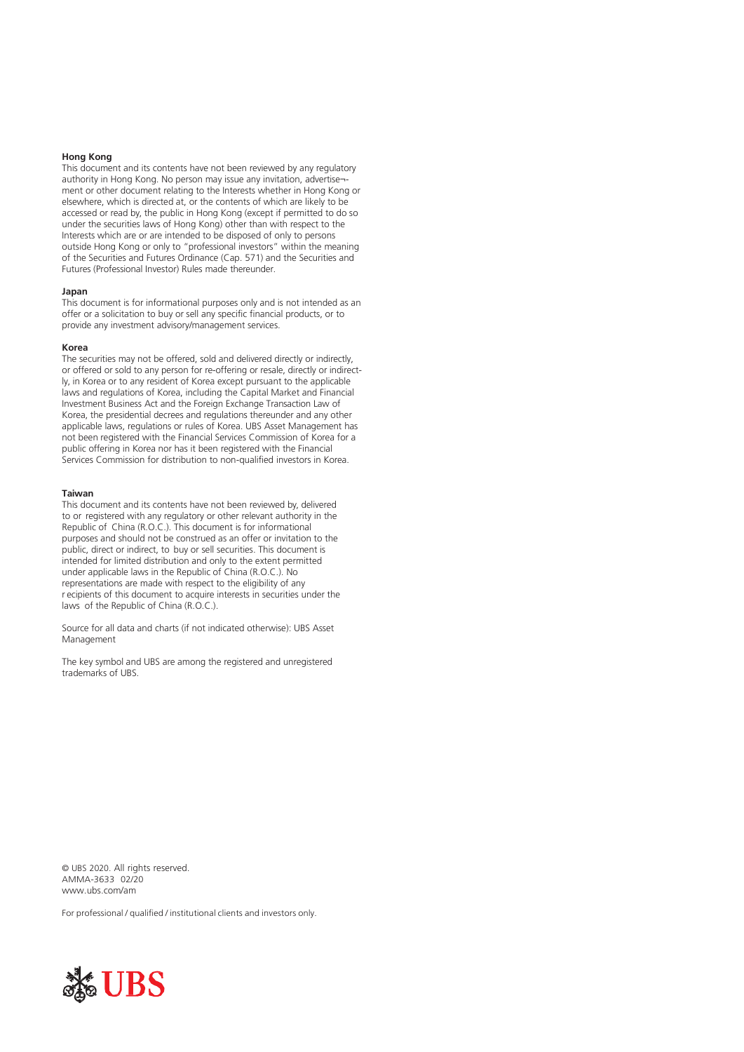**Hong Kong**

This document and its contents have not been reviewed by any regulatory authority in Hong Kong. No person may issue any invitation, advertisement or other document relating to the Interests whether in Hong Kong or elsewhere, which is directed at, or the contents of which are likely to be accessed or read by, the public in Hong Kong (except if permitted to do so under the securities laws of Hong Kong) other than with respect to the Interests which are or are intended to be disposed of only to persons outside Hong Kong or only to "professional investors" within the meaning of the Securities and Futures Ordinance (Cap. 571) and the Securities and Futures (Professional Investor) Rules made thereunder.

**Japan**

This document is for informational purposes only and is not intended as an offer or a solicitation to buy or sell any specific financial products, or to provide any investment advisory/management services.

**Korea**

The securities may not be offered, sold and delivered directly or indirectly, or offered or sold to any person for re-offering or resale, directly or indirectly, in Korea or to any resident of Korea except pursuant to the applicable laws and regulations of Korea, including the Capital Market and Financial Investment Business Act and the Foreign Exchange Transaction Law of Korea, the presidential decrees and regulations thereunder and any other applicable laws, regulations or rules of Korea. UBS Asset Management has not been registered with the Financial Services Commission of Korea for a public offering in Korea nor has it been registered with the Financial Services Commission for distribution to non-qualified investors in Korea.

**Taiwan**

This document and its contents have not been reviewed by, delivered to or registered with any regulatory or other relevant authority in the Republic of China (R.O.C.). This document is for informational purposes and should not be construed as an offer or invitation to the public, direct or indirect, to buy or sell securities. This document is intended for limited distribution and only to the extent permitted under applicable laws in the Republic of China (R.O.C.). No representations are made with respect to the eligibility of any recipients of this document to acquire interests in securities under the laws of the Republic of China (R.O.C.).

Source for all data and charts (if not indicated otherwise): UBS Asset Management

The key symbol and UBS are among the registered and unregistered trademarks of UBS.

© UBS 2020. All rights reserved.
AMMA-3633 02/20
www.ubs.com/am

For professional / qualified / institutional clients and investors only.

UBS